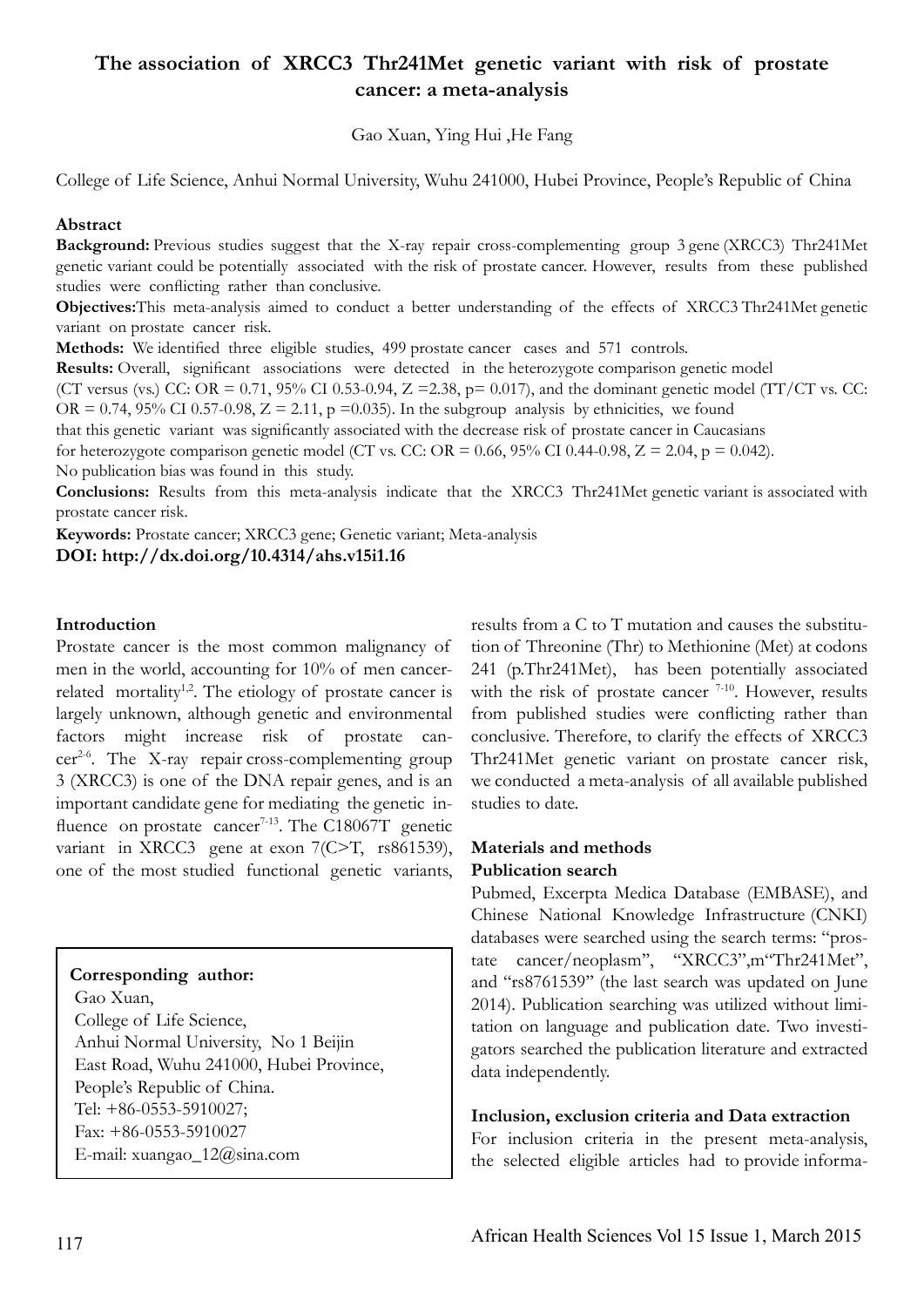# The association of XRCC3 Thr241Met genetic variant with risk of prostate cancer: a meta-analysis

Gao Xuan, Ying Hui ,He Fang

College of Life Science, Anhui Normal University, Wuhu 241000, Hubei Province, People's Republic of China

## Abstract

**Background:** Previous studies suggest that the X-ray repair cross-complementing group 3 gene (XRCC3) Thr241Met genetic variant could be potentially associated with the risk of prostate cancer. However, results from these published studies were conflicting rather than conclusive.

**Objectives:** This meta-analysis aimed to conduct a better understanding of the effects of XRCC3 Thr241Met genetic variant on prostate cancer risk.

**Methods:** We identified three eligible studies, 499 prostate cancer cases and 571 controls.

**Results:** Overall, significant associations were detected in the heterozygote comparison genetic model (CT versus (vs.) CC: OR = 0.71, 95% CI 0.53-0.94, Z =2.38, p= 0.017), and the dominant genetic model (TT/CT vs. CC: OR = 0.74, 95% CI 0.57-0.98, Z = 2.11, p =0.035). In the subgroup analysis by ethnicities, we found that this genetic variant was significantly associated with the decrease risk of prostate cancer in Caucasians for heterozygote comparison genetic model (CT vs. CC: OR = 0.66, 95% CI 0.44-0.98, Z = 2.04, p = 0.042). No publication bias was found in this study.

**Conclusions:** Results from this meta-analysis indicate that the XRCC3 Thr241Met genetic variant is associated with prostate cancer risk.

**Keywords:** Prostate cancer; XRCC3 gene; Genetic variant; Meta-analysis

**DOI: http://dx.doi.org/10.4314/ahs.v15i1.16**

## Introduction

Prostate cancer is the most common malignancy of men in the world, accounting for 10% of men cancer-related mortality[1,2]. The etiology of prostate cancer is largely unknown, although genetic and environmental factors might increase risk of prostate cancer[2-6]. The X-ray repair cross-complementing group 3 (XRCC3) is one of the DNA repair genes, and is an important candidate gene for mediating the genetic influence on prostate cancer[7-13]. The C18067T genetic variant in XRCC3 gene at exon 7(C>T, rs861539), one of the most studied functional genetic variants, results from a C to T mutation and causes the substitution of Threonine (Thr) to Methionine (Met) at codons 241 (p.Thr241Met), has been potentially associated with the risk of prostate cancer [7-10]. However, results from published studies were conflicting rather than conclusive. Therefore, to clarify the effects of XRCC3 Thr241Met genetic variant on prostate cancer risk, we conducted a meta-analysis of all available published studies to date.

> **Corresponding author:**
> Gao Xuan,
> College of Life Science,
> Anhui Normal University, No 1 Beijin East Road, Wuhu 241000, Hubei Province, People's Republic of China.
> Tel: +86-0553-5910027;
> Fax: +86-0553-5910027
> E-mail: xuangao_12@sina.com

## Materials and methods

### Publication search

Pubmed, Excerpta Medica Database (EMBASE), and Chinese National Knowledge Infrastructure (CNKI) databases were searched using the search terms: "prostate cancer/neoplasm", "XRCC3",m"Thr241Met", and "rs8761539" (the last search was updated on June 2014). Publication searching was utilized without limitation on language and publication date. Two investigators searched the publication literature and extracted data independently.

### Inclusion, exclusion criteria and Data extraction

For inclusion criteria in the present meta-analysis, the selected eligible articles had to provide informa-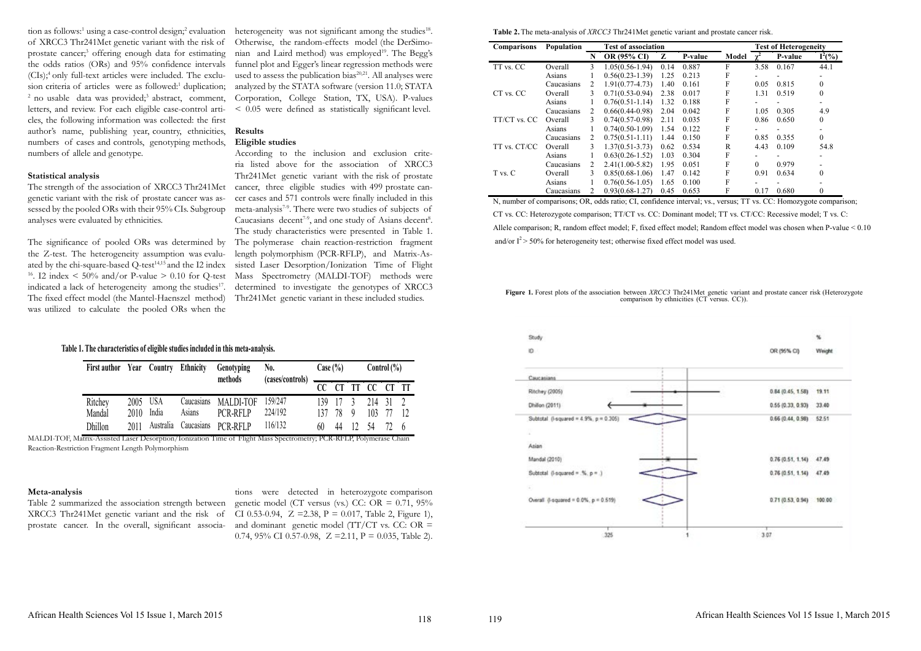tion as follows:[1] using a case-control design;[2] evaluation of XRCC3 Thr241Met genetic variant with the risk of prostate cancer;[3] offering enough data for estimating the odds ratios (ORs) and 95% confidence intervals (CIs);[4] only full-text articles were included. The exclusion criteria of articles were as followed:[1] duplication; [2] no usable data was provided;[3] abstract, comment, letters, and review. For each eligible case-control articles, the following information was collected: the first author's name, publishing year, country, ethnicities, numbers of cases and controls, genotyping methods, numbers of allele and genotype.

### Statistical analysis

The strength of the association of XRCC3 Thr241Met genetic variant with the risk of prostate cancer was assessed by the pooled ORs with their 95% CIs. Subgroup analyses were evaluated by ethnicities.

The significance of pooled ORs was determined by the Z-test. The heterogeneity assumption was evaluated by the chi-square-based Q-test[14,15] and the I2 index [16]. I2 index < 50% and/or P-value > 0.10 for Q-test indicated a lack of heterogeneity among the studies[17]. The fixed effect model (the Mantel-Haenszel method) was utilized to calculate the pooled ORs when the heterogeneity was not significant among the studies[18]. Otherwise, the random-effects model (the DerSimonian and Laird method) was employed[19]. The Begg's funnel plot and Egger's linear regression methods were used to assess the publication bias[20,21]. All analyses were analyzed by the STATA software (version 11.0; STATA Corporation, College Station, TX, USA). P-values < 0.05 were defined as statistically significant level.

## Results

### Eligible studies

According to the inclusion and exclusion criteria listed above for the association of XRCC3 Thr241Met genetic variant with the risk of prostate cancer, three eligible studies with 499 prostate cancer cases and 571 controls were finally included in this meta-analysis[7-9]. There were two studies of subjects of Caucasians decent[7-9], and one study of Asians decent[8]. The study characteristics were presented in Table 1. The polymerase chain reaction-restriction fragment length polymorphism (PCR-RFLP), and Matrix-Assisted Laser Desorption/Ionization Time of Flight Mass Spectrometry (MALDI-TOF) methods were determined to investigate the genotypes of XRCC3 Thr241Met genetic variant in these included studies.

**Table 1. The characteristics of eligible studies included in this meta-analysis.**

| First author | Year | Country | Ethnicity | Genotyping methods | No. (cases/controls) | Case (%) | | | Control (%) | | |
|---|---|---|---|---|---|---|---|---|---|---|---|
| | | | | | | CC | CT | TT | CC | CT | TT |
| Ritchey | 2005 | USA | Caucasians | MALDI-TOF | 159/247 | 139 | 17 | 3 | 214 | 31 | 2 |
| Mandal | 2010 | India | Asians | PCR-RFLP | 224/192 | 137 | 78 | 9 | 103 | 77 | 12 |
| Dhillon | 2011 | Australia | Caucasians | PCR-RFLP | 116/132 | 60 | 44 | 12 | 54 | 72 | 6 |

MALDI-TOF, Matrix-Assisted Laser Desorption/Ionization Time of Flight Mass Spectrometry; PCR-RFLP, Polymerase Chain Reaction-Restriction Fragment Length Polymorphism

### Meta-analysis

Table 2 summarized the association strength between XRCC3 Thr241Met genetic variant and the risk of prostate cancer. In the overall, significant associations were detected in heterozygote comparison genetic model (CT versus (vs.) CC: OR = 0.71, 95% CI 0.53-0.94, Z =2.38, P = 0.017, Table 2, Figure 1), and dominant genetic model (TT/CT vs. CC: OR = 0.74, 95% CI 0.57-0.98, Z =2.11, P = 0.035, Table 2).

**Table 2.** The meta-analysis of *XRCC3* Thr241Met genetic variant and prostate cancer risk.

| Comparisons | Population | Test of association | | | | Model | Test of Heterogeneity | | |
|---|---|---|---|---|---|---|---|---|---|
| | | N | OR (95% CI) | Z | P-value | | $\chi^2$ | P-value | $I^2$(%) |
| TT vs. CC | Overall | 3 | 1.05(0.56-1.94) | 0.14 | 0.887 | F | 3.58 | 0.167 | 44.1 |
| | Asians | 1 | 0.56(0.23-1.39) | 1.25 | 0.213 | F | - | - | - |
| | Caucasians | 2 | 1.91(0.77-4.73) | 1.40 | 0.161 | F | 0.05 | 0.815 | 0 |
| CT vs. CC | Overall | 3 | 0.71(0.53-0.94) | 2.38 | 0.017 | F | 1.31 | 0.519 | 0 |
| | Asians | 1 | 0.76(0.51-1.14) | 1.32 | 0.188 | F | - | - | - |
| | Caucasians | 2 | 0.66(0.44-0.98) | 2.04 | 0.042 | F | 1.05 | 0.305 | 4.9 |
| TT/CT vs. CC | Overall | 3 | 0.74(0.57-0.98) | 2.11 | 0.035 | F | 0.86 | 0.650 | 0 |
| | Asians | 1 | 0.74(0.50-1.09) | 1.54 | 0.122 | F | - | - | - |
| | Caucasians | 2 | 0.75(0.51-1.11) | 1.44 | 0.150 | F | 0.85 | 0.355 | 0 |
| TT vs. CT/CC | Overall | 3 | 1.37(0.51-3.73) | 0.62 | 0.534 | R | 4.43 | 0.109 | 54.8 |
| | Asians | 1 | 0.63(0.26-1.52) | 1.03 | 0.304 | F | - | - | - |
| | Caucasians | 2 | 2.41(1.00-5.82) | 1.95 | 0.051 | F | 0 | 0.979 | - |
| T vs. C | Overall | 3 | 0.85(0.68-1.06) | 1.47 | 0.142 | F | 0.91 | 0.634 | 0 |
| | Asians | 1 | 0.76(0.56-1.05) | 1.65 | 0.100 | F | - | - | - |
| | Caucasians | 2 | 0.93(0.68-1.27) | 0.45 | 0.653 | F | 0.17 | 0.680 | 0 |

N, number of comparisons; OR, odds ratio; CI, confidence interval; vs., versus; TT vs. CC: Homozygote comparison; CT vs. CC: Heterozygote comparison; TT/CT vs. CC: Dominant model; TT vs. CT/CC: Recessive model; T vs. C: Allele comparison; R, random effect model; F, fixed effect model; Random effect model was chosen when P-value < 0.10 and/or $I^2$ > 50% for heterogeneity test; otherwise fixed effect model was used.

**Figure 1.** Forest plots of the association between *XRCC3* Thr241Met genetic variant and prostate cancer risk (Heterozygote comparison by ethnicities (CT versus. CC)).

| Study ID | OR (95% CI) | % Weight |
|---|---|---|
| **Caucasians** | | |
| Ritchey (2005) | 0.84 (0.45, 1.58) | 19.11 |
| Dhillon (2011) | 0.55 (0.33, 0.93) | 33.40 |
| Subtotal (I-squared = 4.9%, p = 0.305) | 0.66 (0.44, 0.98) | 52.51 |
| **Asian** | | |
| Mandal (2010) | 0.76 (0.51, 1.14) | 47.49 |
| Subtotal (I-squared = .%, p = .) | 0.76 (0.51, 1.14) | 47.49 |
| Overall (I-squared = 0.0%, p = 0.519) | 0.71 (0.53, 0.94) | 100.00 |

Axis: .325 — 1 — 3.07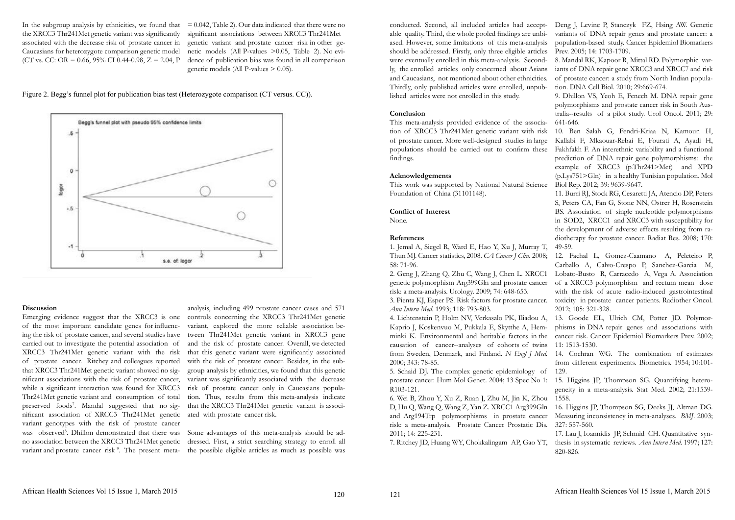In the subgroup analysis by ethnicities, we found that the XRCC3 Thr241Met genetic variant was significantly associated with the decrease risk of prostate cancer in Caucasians for heterozygote comparison genetic model (CT vs. CC: OR = 0.66, 95% CI 0.44-0.98, Z = 2.04, P = 0.042, Table 2). Our data indicated that there were no significant associations between XRCC3 Thr241Met genetic variant and prostate cancer risk in other genetic models (All P-values >0.05, Table 2). No evidence of publication bias was found in all comparison genetic models (All P-values > 0.05).

Figure 2. Begg's funnel plot for publication bias test (Heterozygote comparison (CT versus. CC)).

## Discussion

Emerging evidence suggest that the XRCC3 is one of the most important candidate genes for influencing the risk of prostate cancer, and several studies have carried out to investigate the potential association of XRCC3 Thr241Met genetic variant with the risk of prostate cancer. Ritchey and colleagues reported that XRCC3 Thr241Met genetic variant showed no significant associations with the risk of prostate cancer, while a significant interaction was found for XRCC3 Thr241Met genetic variant and consumption of total preserved foods[7]. Mandal suggested that no significant association of XRCC3 Thr241Met genetic variant genotypes with the risk of prostate cancer was observed[8]. Dhillon demonstrated that there was no association between the XRCC3 Thr241Met genetic variant and prostate cancer risk [9]. The present meta-analysis, including 499 prostate cancer cases and 571 controls concerning the XRCC3 Thr241Met genetic variant, explored the more reliable association between Thr241Met genetic variant in XRCC3 gene and the risk of prostate cancer. Overall, we detected that this genetic variant were significantly associated with the risk of prostate cancer. Besides, in the subgroup analysis by ethnicities, we found that this genetic variant was significantly associated with the decrease risk of prostate cancer only in Caucasians population. Thus, results from this meta-analysis indicate that the XRCC3 Thr241Met genetic variant is associated with prostate cancer risk.

Some advantages of this meta-analysis should be addressed. First, a strict searching strategy to enroll all the possible eligible articles as much as possible was conducted. Second, all included articles had acceptable quality. Third, the whole pooled findings are unbiased. However, some limitations of this meta-analysis should be addressed. Firstly, only three eligible articles were eventually enrolled in this meta-analysis. Secondly, the enrolled articles only concerned about Asians and Caucasians, not mentioned about other ethnicities. Thirdly, only published articles were enrolled, unpublished articles were not enrolled in this study.

## Conclusion

This meta-analysis provided evidence of the association of XRCC3 Thr241Met genetic variant with risk of prostate cancer. More well-designed studies in large populations should be carried out to confirm these findings.

## Acknowledgements

This work was supported by National Natural Science Foundation of China (31101148).

## Conflict of Interest

None.

## References

1. Jemal A, Siegel R, Ward E, Hao Y, Xu J, Murray T, Thun MJ. Cancer statistics, 2008. *CA Cancer J Clin*. 2008; 58: 71-96.
2. Geng J, Zhang Q, Zhu C, Wang J, Chen L. XRCC1 genetic polymorphism Arg399Gln and prostate cancer risk: a meta-analysis. Urology. 2009; 74: 648-653.
3. Pienta KJ, Esper PS. Risk factors for prostate cancer. *Ann Intern Med*. 1993; 118: 793-803.
4. Lichtenstein P, Holm NV, Verkasalo PK, Iliadou A, Kaprio J, Koskenvuo M, Pukkala E, Skytthe A, Hemminki K. Environmental and heritable factors in the causation of cancer--analyses of cohorts of twins from Sweden, Denmark, and Finland. *N Engl J Med*. 2000; 343: 78-85.
5. Schaid DJ. The complex genetic epidemiology of prostate cancer. Hum Mol Genet. 2004; 13 Spec No 1: R103-121.
6. Wei B, Zhou Y, Xu Z, Ruan J, Zhu M, Jin K, Zhou D, Hu Q, Wang Q, Wang Z, Yan Z. XRCC1 Arg399Gln and Arg194Trp polymorphisms in prostate cancer risk: a meta-analysis. Prostate Cancer Prostatic Dis. 2011; 14: 225-231.
7. Ritchey JD, Huang WY, Chokkalingam AP, Gao YT, Deng J, Levine P, Stanczyk FZ, Hsing AW. Genetic variants of DNA repair genes and prostate cancer: a population-based study. Cancer Epidemiol Biomarkers Prev. 2005; 14: 1703-1709.
8. Mandal RK, Kapoor R, Mittal RD. Polymorphic variants of DNA repair gene XRCC3 and XRCC7 and risk of prostate cancer: a study from North Indian population. DNA Cell Biol. 2010; 29:669-674.
9. Dhillon VS, Yeoh E, Fenech M. DNA repair gene polymorphisms and prostate cancer risk in South Australia--results of a pilot study. Urol Oncol. 2011; 29: 641-646.
10. Ben Salah G, Fendri-Kriaa N, Kamoun H, Kallabi F, Mkaouar-Rebai E, Fourati A, Ayadi H, Fakhfakh F. An interethnic variability and a functional prediction of DNA repair gene polymorphisms: the example of XRCC3 (p.Thr241>Met) and XPD (p.Lys751>Gln) in a healthy Tunisian population. Mol Biol Rep. 2012; 39: 9639-9647.
11. Burri RJ, Stock RG, Cesaretti JA, Atencio DP, Peters S, Peters CA, Fan G, Stone NN, Ostrer H, Rosenstein BS. Association of single nucleotide polymorphisms in SOD2, XRCC1 and XRCC3 with susceptibility for the development of adverse effects resulting from radiotherapy for prostate cancer. Radiat Res. 2008; 170: 49-59.
12. Fachal L, Gomez-Caamano A, Peleteiro P, Carballo A, Calvo-Crespo P, Sanchez-Garcia M, Lobato-Busto R, Carracedo A, Vega A. Association of a XRCC3 polymorphism and rectum mean dose with the risk of acute radio-induced gastrointestinal toxicity in prostate cancer patients. Radiother Oncol. 2012; 105: 321-328.
13. Goode EL, Ulrich CM, Potter JD. Polymorphisms in DNA repair genes and associations with cancer risk. Cancer Epidemiol Biomarkers Prev. 2002; 11: 1513-1530.
14. Cochran WG. The combination of estimates from different experiments. Biometrics. 1954; 10:101-129.
15. Higgins JP, Thompson SG. Quantifying heterogeneity in a meta-analysis. Stat Med. 2002; 21:1539-1558.
16. Higgins JP, Thompson SG, Deeks JJ, Altman DG. Measuring inconsistency in meta-analyses. *BMJ*. 2003; 327: 557-560.
17. Lau J, Ioannidis JP, Schmid CH. Quantitative synthesis in systematic reviews. *Ann Intern Med*. 1997; 127: 820-826.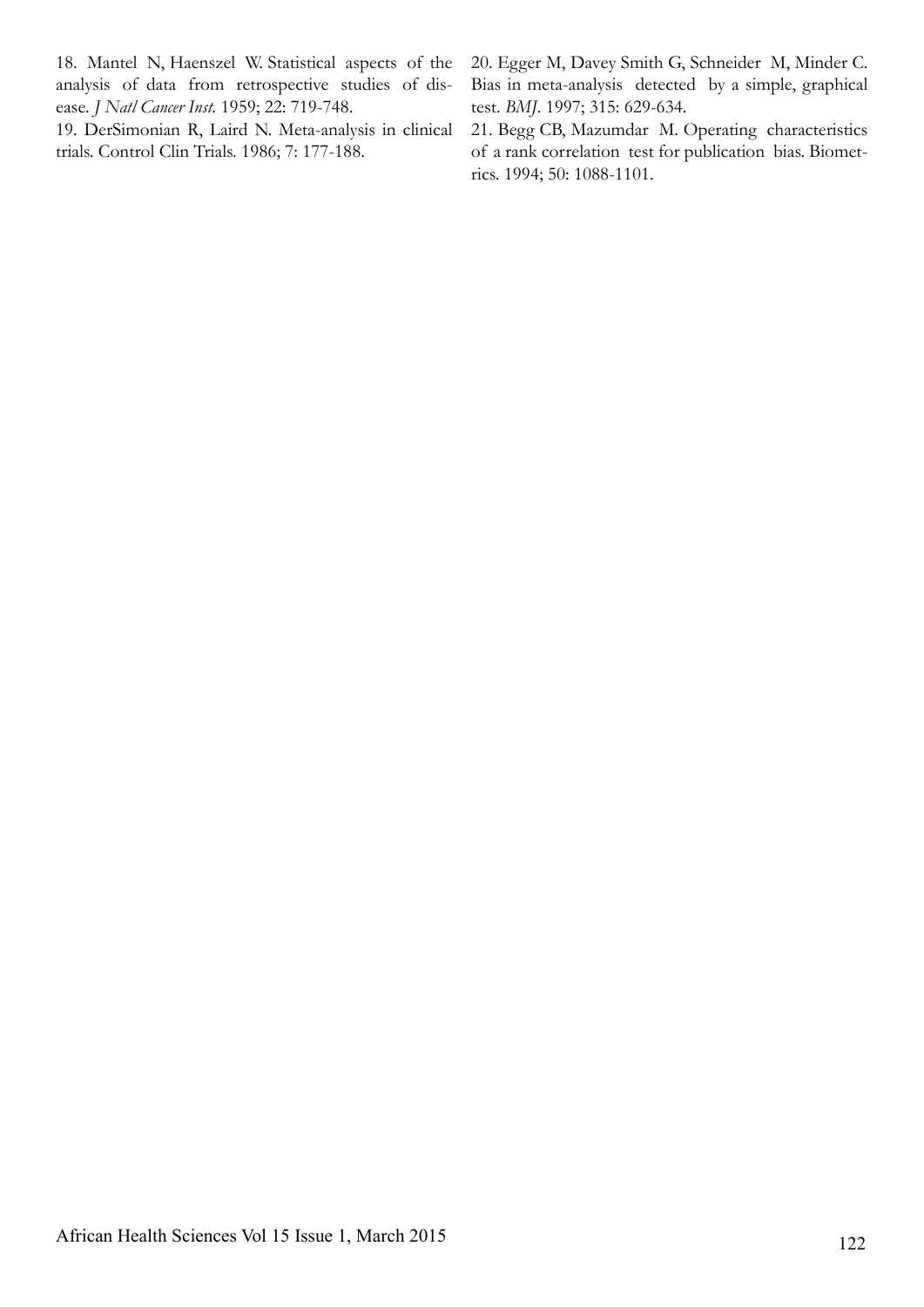18. Mantel N, Haenszel W. Statistical aspects of the analysis of data from retrospective studies of disease. *J Natl Cancer Inst.* 1959; 22: 719-748.

19. DerSimonian R, Laird N. Meta-analysis in clinical trials. Control Clin Trials. 1986; 7: 177-188.

20. Egger M, Davey Smith G, Schneider M, Minder C. Bias in meta-analysis detected by a simple, graphical test. *BMJ*. 1997; 315: 629-634.

21. Begg CB, Mazumdar M. Operating characteristics of a rank correlation test for publication bias. Biometrics. 1994; 50: 1088-1101.